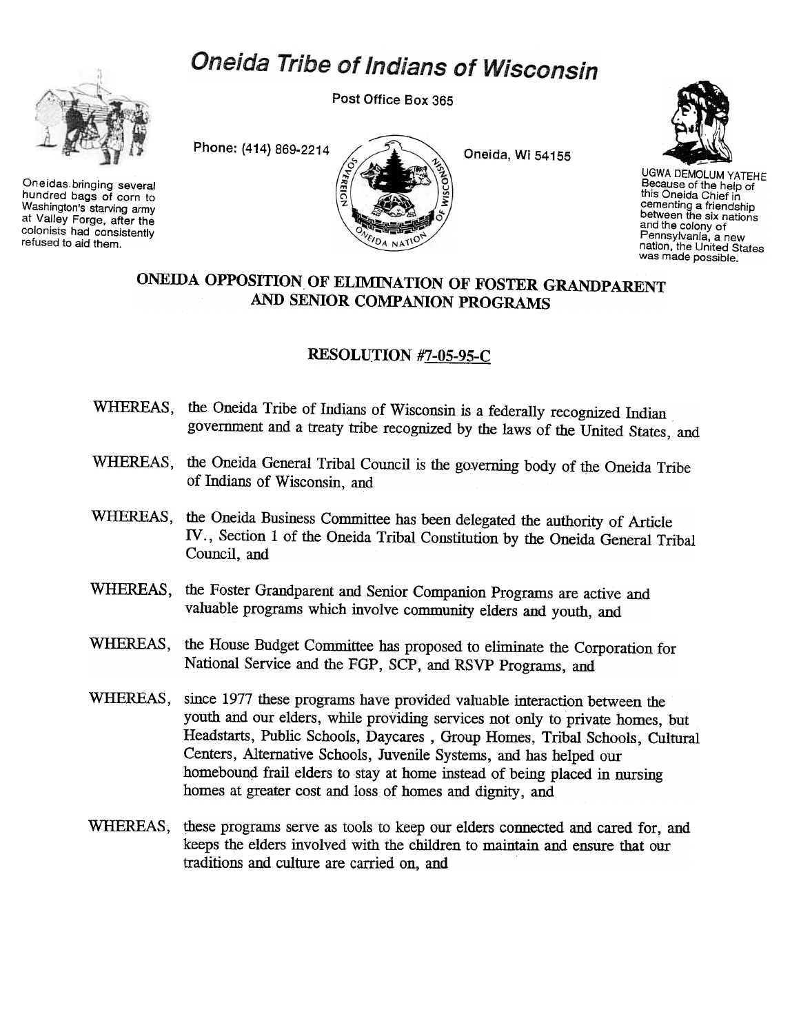# Oneida Tribe of Indians of Wisconsin

Post Office Box 365

Phone: (414) 869-2214

Oneida, Wi 54155

Oneidas bringing several hundred bags of corn to Washington's starving army at Valley Forge, after the colonists had consistently refused to aid them.

UGWA DEMOLUM YATEHE
Because of the help of this Oneida Chief in cementing a friendship between the six nations and the colony of Pennsylvania, a new nation, the United States was made possible.

## ONEIDA OPPOSITION OF ELIMINATION OF FOSTER GRANDPARENT AND SENIOR COMPANION PROGRAMS

### RESOLUTION #7-05-95-C

WHEREAS, the Oneida Tribe of Indians of Wisconsin is a federally recognized Indian government and a treaty tribe recognized by the laws of the United States, and

WHEREAS, the Oneida General Tribal Council is the governing body of the Oneida Tribe of Indians of Wisconsin, and

WHEREAS, the Oneida Business Committee has been delegated the authority of Article IV., Section 1 of the Oneida Tribal Constitution by the Oneida General Tribal Council, and

WHEREAS, the Foster Grandparent and Senior Companion Programs are active and valuable programs which involve community elders and youth, and

WHEREAS, the House Budget Committee has proposed to eliminate the Corporation for National Service and the FGP, SCP, and RSVP Programs, and

WHEREAS, since 1977 these programs have provided valuable interaction between the youth and our elders, while providing services not only to private homes, but Headstarts, Public Schools, Daycares , Group Homes, Tribal Schools, Cultural Centers, Alternative Schools, Juvenile Systems, and has helped our homebound frail elders to stay at home instead of being placed in nursing homes at greater cost and loss of homes and dignity, and

WHEREAS, these programs serve as tools to keep our elders connected and cared for, and keeps the elders involved with the children to maintain and ensure that our traditions and culture are carried on, and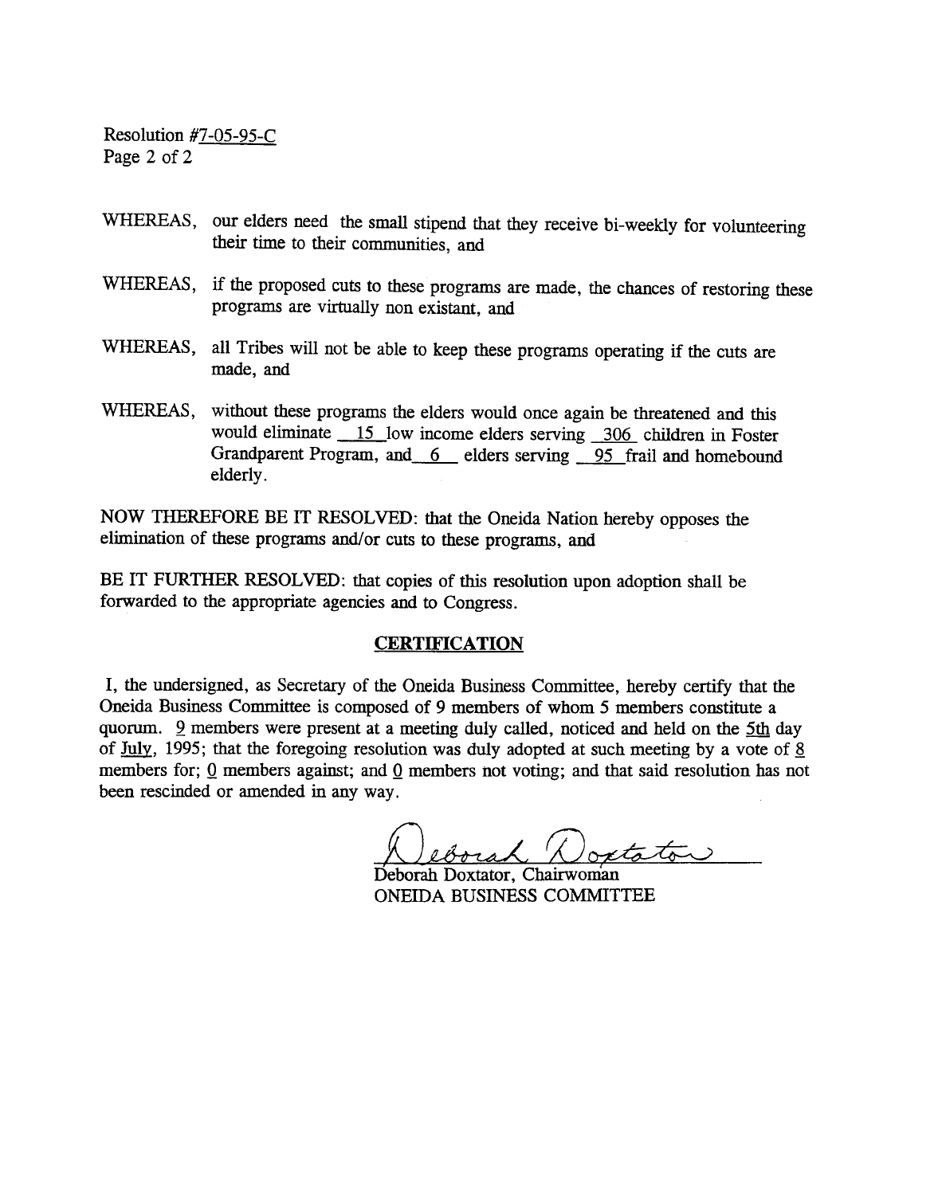Resolution #7-05-95-C
Page 2 of 2

WHEREAS, our elders need the small stipend that they receive bi-weekly for volunteering their time to their communities, and

WHEREAS, if the proposed cuts to these programs are made, the chances of restoring these programs are virtually non existant, and

WHEREAS, all Tribes will not be able to keep these programs operating if the cuts are made, and

WHEREAS, without these programs the elders would once again be threatened and this would eliminate 15 low income elders serving 306 children in Foster Grandparent Program, and 6 elders serving 95 frail and homebound elderly.

NOW THEREFORE BE IT RESOLVED: that the Oneida Nation hereby opposes the elimination of these programs and/or cuts to these programs, and

BE IT FURTHER RESOLVED: that copies of this resolution upon adoption shall be forwarded to the appropriate agencies and to Congress.

## CERTIFICATION

I, the undersigned, as Secretary of the Oneida Business Committee, hereby certify that the Oneida Business Committee is composed of 9 members of whom 5 members constitute a quorum. 9 members were present at a meeting duly called, noticed and held on the 5th day of July, 1995; that the foregoing resolution was duly adopted at such meeting by a vote of 8 members for; 0 members against; and 0 members not voting; and that said resolution has not been rescinded or amended in any way.

Deborah Doxtator

Deborah Doxtator, Chairwoman
ONEIDA BUSINESS COMMITTEE